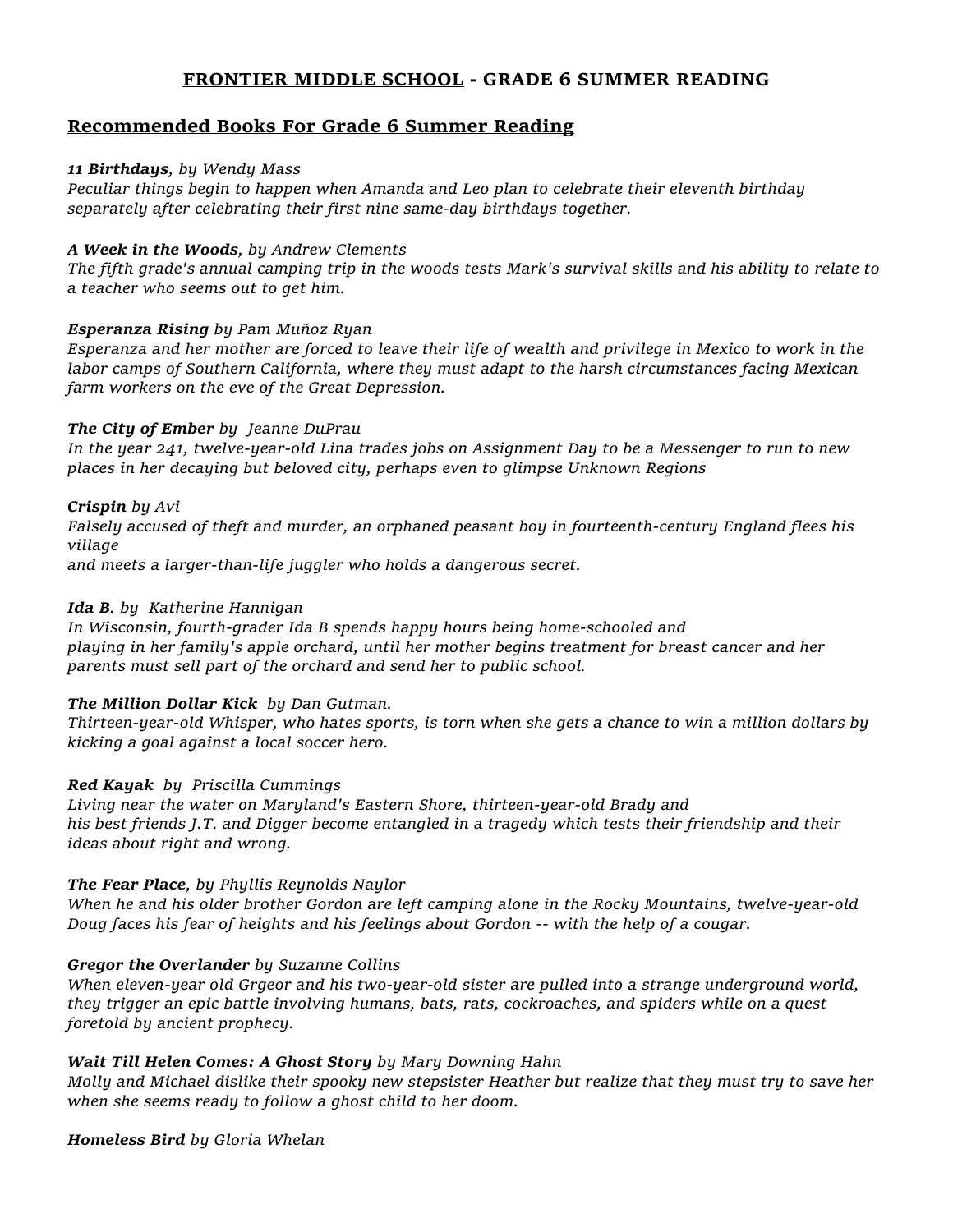# FRONTIER MIDDLE SCHOOL - GRADE 6 SUMMER READING

## Recommended Books For Grade 6 Summer Reading

***11 Birthdays**, by Wendy Mass*
*Peculiar things begin to happen when Amanda and Leo plan to celebrate their eleventh birthday separately after celebrating their first nine same-day birthdays together.*

***A Week in the Woods**, by Andrew Clements*
*The fifth grade's annual camping trip in the woods tests Mark's survival skills and his ability to relate to a teacher who seems out to get him.*

***Esperanza Rising** by Pam Muñoz Ryan*
*Esperanza and her mother are forced to leave their life of wealth and privilege in Mexico to work in the labor camps of Southern California, where they must adapt to the harsh circumstances facing Mexican farm workers on the eve of the Great Depression.*

***The City of Ember** by Jeanne DuPrau*
*In the year 241, twelve-year-old Lina trades jobs on Assignment Day to be a Messenger to run to new places in her decaying but beloved city, perhaps even to glimpse Unknown Regions*

***Crispin** by Avi*
*Falsely accused of theft and murder, an orphaned peasant boy in fourteenth-century England flees his village*
*and meets a larger-than-life juggler who holds a dangerous secret.*

***Ida B**. by Katherine Hannigan*
*In Wisconsin, fourth-grader Ida B spends happy hours being home-schooled and playing in her family's apple orchard, until her mother begins treatment for breast cancer and her parents must sell part of the orchard and send her to public school.*

***The Million Dollar Kick** by Dan Gutman.*
*Thirteen-year-old Whisper, who hates sports, is torn when she gets a chance to win a million dollars by kicking a goal against a local soccer hero.*

***Red Kayak** by Priscilla Cummings*
*Living near the water on Maryland's Eastern Shore, thirteen-year-old Brady and his best friends J.T. and Digger become entangled in a tragedy which tests their friendship and their ideas about right and wrong.*

***The Fear Place**, by Phyllis Reynolds Naylor*
*When he and his older brother Gordon are left camping alone in the Rocky Mountains, twelve-year-old Doug faces his fear of heights and his feelings about Gordon -- with the help of a cougar.*

***Gregor the Overlander** by Suzanne Collins*
*When eleven-year old Grgeor and his two-year-old sister are pulled into a strange underground world, they trigger an epic battle involving humans, bats, rats, cockroaches, and spiders while on a quest foretold by ancient prophecy.*

***Wait Till Helen Comes: A Ghost Story** by Mary Downing Hahn*
*Molly and Michael dislike their spooky new stepsister Heather but realize that they must try to save her when she seems ready to follow a ghost child to her doom.*

***Homeless Bird** by Gloria Whelan*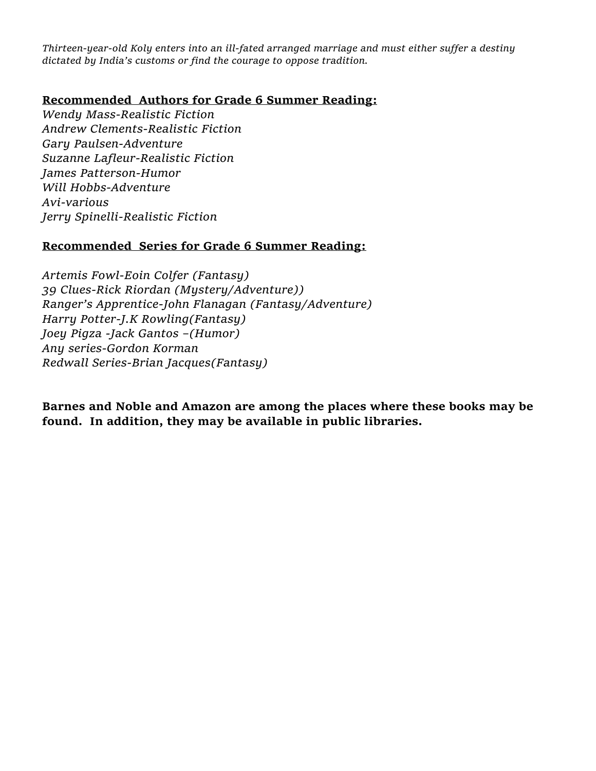*Thirteen-year-old Koly enters into an ill-fated arranged marriage and must either suffer a destiny dictated by India's customs or find the courage to oppose tradition.*

**Recommended Authors for Grade 6 Summer Reading:**

*Wendy Mass-Realistic Fiction*
*Andrew Clements-Realistic Fiction*
*Gary Paulsen-Adventure*
*Suzanne Lafleur-Realistic Fiction*
*James Patterson-Humor*
*Will Hobbs-Adventure*
*Avi-various*
*Jerry Spinelli-Realistic Fiction*

**Recommended Series for Grade 6 Summer Reading:**

*Artemis Fowl-Eoin Colfer (Fantasy)*
*39 Clues-Rick Riordan (Mystery/Adventure))*
*Ranger's Apprentice-John Flanagan (Fantasy/Adventure)*
*Harry Potter-J.K Rowling(Fantasy)*
*Joey Pigza -Jack Gantos –(Humor)*
*Any series-Gordon Korman*
*Redwall Series-Brian Jacques(Fantasy)*

**Barnes and Noble and Amazon are among the places where these books may be found. In addition, they may be available in public libraries.**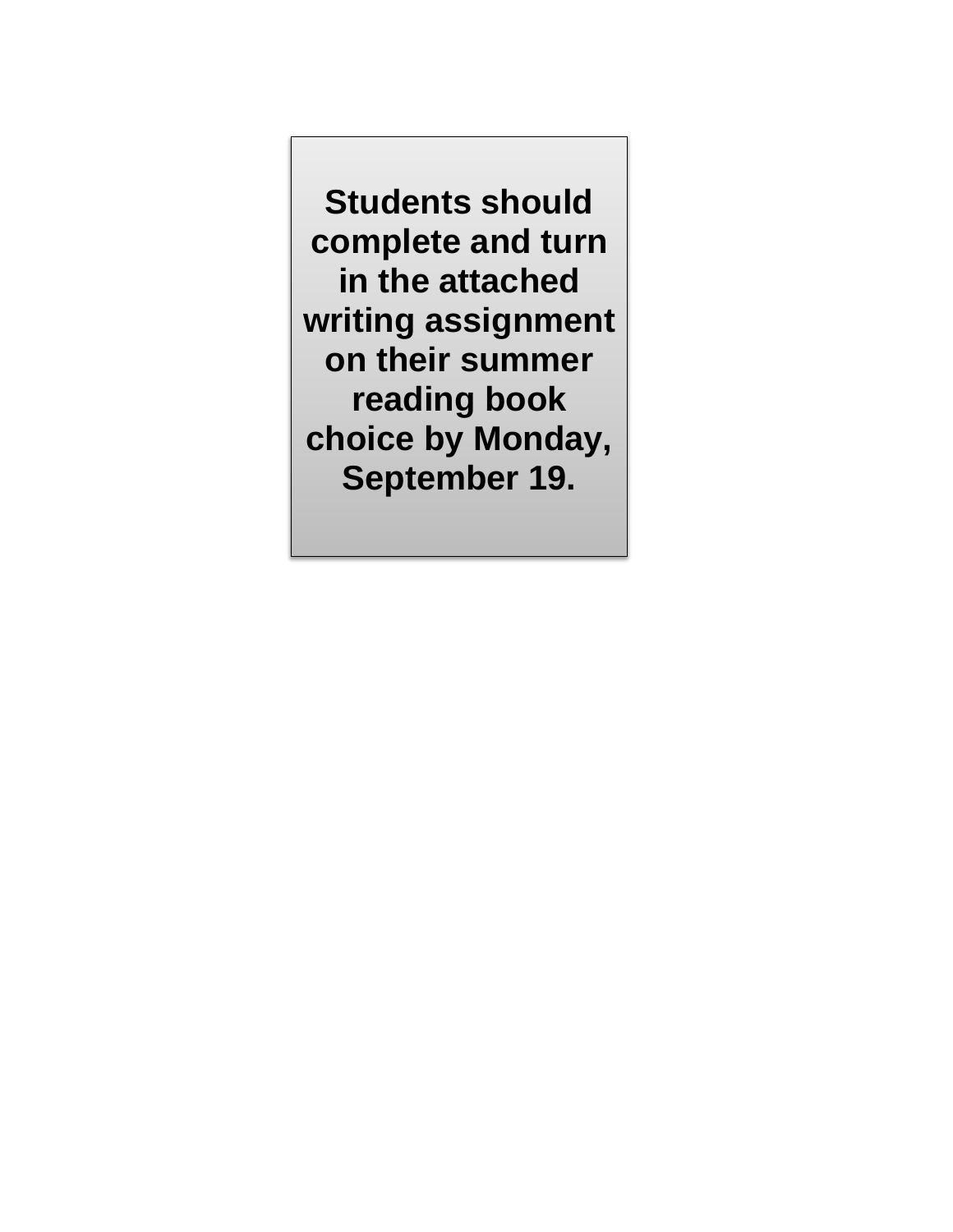**Students should complete and turn in the attached writing assignment on their summer reading book choice by Monday, September 19.**